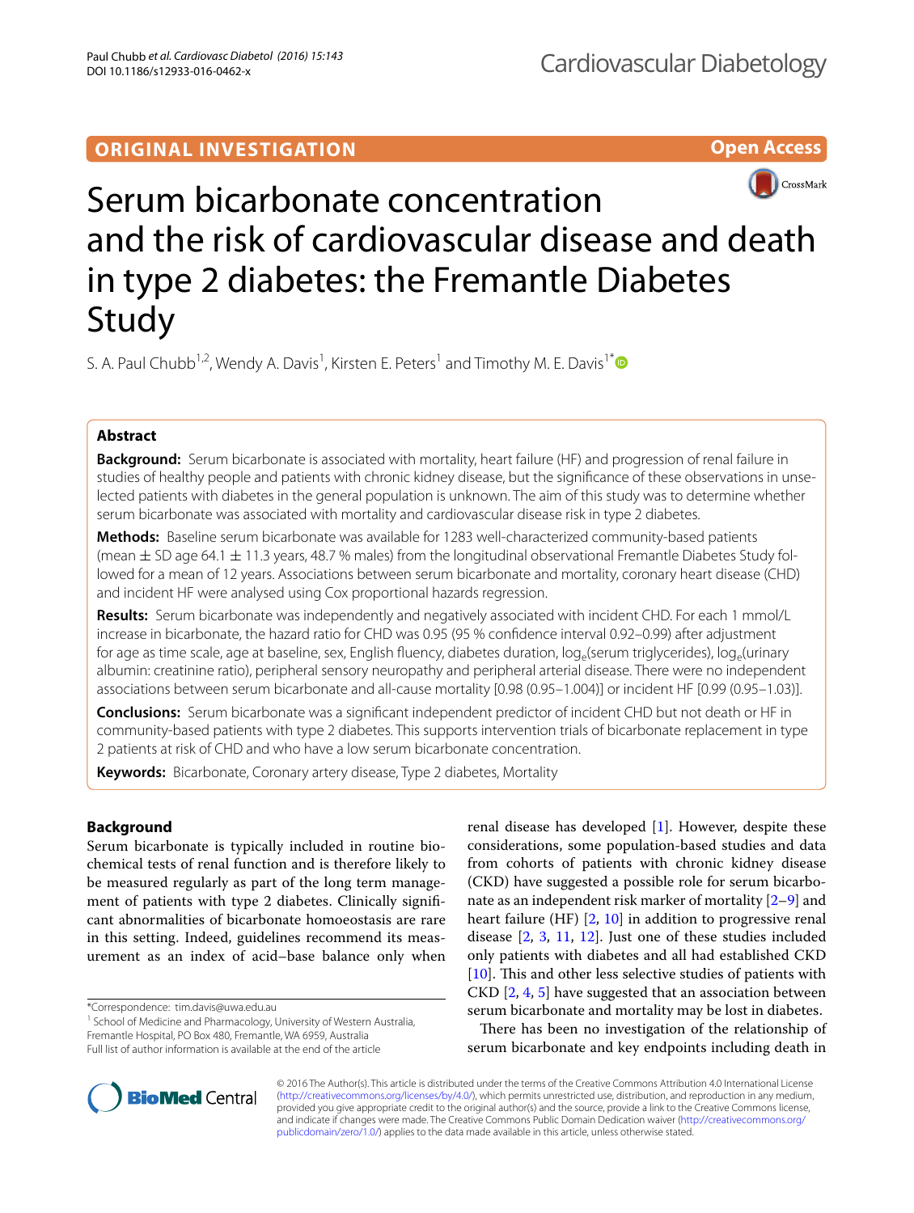ORIGINAL INVESTIGATION

Open Access

# Serum bicarbonate concentration and the risk of cardiovascular disease and death in type 2 diabetes: the Fremantle Diabetes Study

S. A. Paul Chubb[1,2], Wendy A. Davis[1], Kirsten E. Peters[1] and Timothy M. E. Davis[1*]

## Abstract

**Background:** Serum bicarbonate is associated with mortality, heart failure (HF) and progression of renal failure in studies of healthy people and patients with chronic kidney disease, but the significance of these observations in unselected patients with diabetes in the general population is unknown. The aim of this study was to determine whether serum bicarbonate was associated with mortality and cardiovascular disease risk in type 2 diabetes.

**Methods:** Baseline serum bicarbonate was available for 1283 well-characterized community-based patients (mean ± SD age 64.1 ± 11.3 years, 48.7 % males) from the longitudinal observational Fremantle Diabetes Study followed for a mean of 12 years. Associations between serum bicarbonate and mortality, coronary heart disease (CHD) and incident HF were analysed using Cox proportional hazards regression.

**Results:** Serum bicarbonate was independently and negatively associated with incident CHD. For each 1 mmol/L increase in bicarbonate, the hazard ratio for CHD was 0.95 (95 % confidence interval 0.92–0.99) after adjustment for age as time scale, age at baseline, sex, English fluency, diabetes duration, $\log_e$(serum triglycerides), $\log_e$(urinary albumin: creatinine ratio), peripheral sensory neuropathy and peripheral arterial disease. There were no independent associations between serum bicarbonate and all-cause mortality [0.98 (0.95–1.004)] or incident HF [0.99 (0.95–1.03)].

**Conclusions:** Serum bicarbonate was a significant independent predictor of incident CHD but not death or HF in community-based patients with type 2 diabetes. This supports intervention trials of bicarbonate replacement in type 2 patients at risk of CHD and who have a low serum bicarbonate concentration.

**Keywords:** Bicarbonate, Coronary artery disease, Type 2 diabetes, Mortality

## Background

Serum bicarbonate is typically included in routine biochemical tests of renal function and is therefore likely to be measured regularly as part of the long term management of patients with type 2 diabetes. Clinically significant abnormalities of bicarbonate homoeostasis are rare in this setting. Indeed, guidelines recommend its measurement as an index of acid–base balance only when renal disease has developed [1]. However, despite these considerations, some population-based studies and data from cohorts of patients with chronic kidney disease (CKD) have suggested a possible role for serum bicarbonate as an independent risk marker of mortality [2–9] and heart failure (HF) [2, 10] in addition to progressive renal disease [2, 3, 11, 12]. Just one of these studies included only patients with diabetes and all had established CKD [10]. This and other less selective studies of patients with CKD [2, 4, 5] have suggested that an association between serum bicarbonate and mortality may be lost in diabetes.

There has been no investigation of the relationship of serum bicarbonate and key endpoints including death in

*Correspondence: tim.davis@uwa.edu.au
[1] School of Medicine and Pharmacology, University of Western Australia, Fremantle Hospital, PO Box 480, Fremantle, WA 6959, Australia
Full list of author information is available at the end of the article

© 2016 The Author(s). This article is distributed under the terms of the Creative Commons Attribution 4.0 International License (http://creativecommons.org/licenses/by/4.0/), which permits unrestricted use, distribution, and reproduction in any medium, provided you give appropriate credit to the original author(s) and the source, provide a link to the Creative Commons license, and indicate if changes were made. The Creative Commons Public Domain Dedication waiver (http://creativecommons.org/publicdomain/zero/1.0/) applies to the data made available in this article, unless otherwise stated.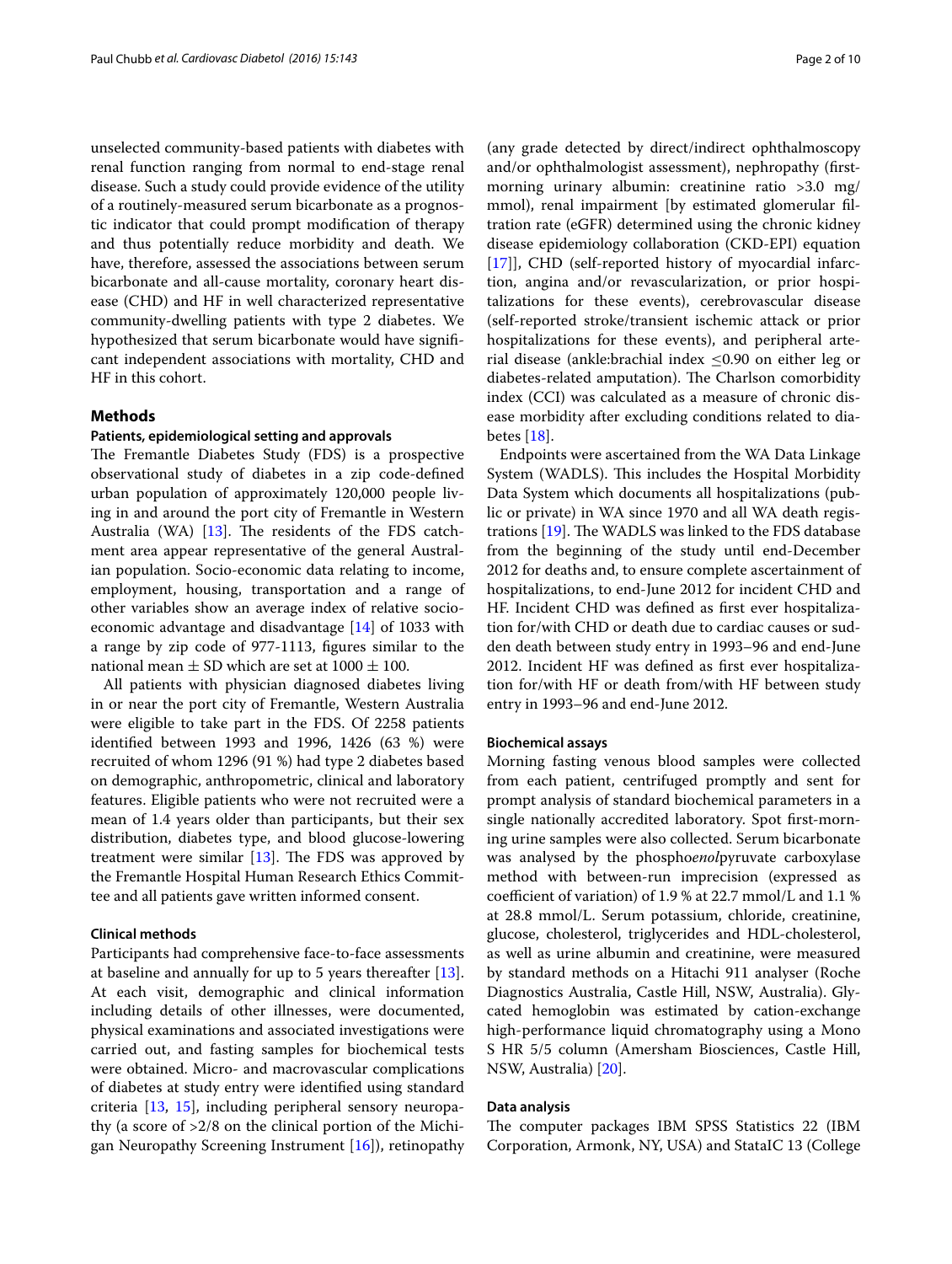unselected community-based patients with diabetes with renal function ranging from normal to end-stage renal disease. Such a study could provide evidence of the utility of a routinely-measured serum bicarbonate as a prognostic indicator that could prompt modification of therapy and thus potentially reduce morbidity and death. We have, therefore, assessed the associations between serum bicarbonate and all-cause mortality, coronary heart disease (CHD) and HF in well characterized representative community-dwelling patients with type 2 diabetes. We hypothesized that serum bicarbonate would have significant independent associations with mortality, CHD and HF in this cohort.

## Methods

### Patients, epidemiological setting and approvals

The Fremantle Diabetes Study (FDS) is a prospective observational study of diabetes in a zip code-defined urban population of approximately 120,000 people living in and around the port city of Fremantle in Western Australia (WA) [13]. The residents of the FDS catchment area appear representative of the general Australian population. Socio-economic data relating to income, employment, housing, transportation and a range of other variables show an average index of relative socio-economic advantage and disadvantage [14] of 1033 with a range by zip code of 977-1113, figures similar to the national mean ± SD which are set at 1000 ± 100.

All patients with physician diagnosed diabetes living in or near the port city of Fremantle, Western Australia were eligible to take part in the FDS. Of 2258 patients identified between 1993 and 1996, 1426 (63 %) were recruited of whom 1296 (91 %) had type 2 diabetes based on demographic, anthropometric, clinical and laboratory features. Eligible patients who were not recruited were a mean of 1.4 years older than participants, but their sex distribution, diabetes type, and blood glucose-lowering treatment were similar [13]. The FDS was approved by the Fremantle Hospital Human Research Ethics Committee and all patients gave written informed consent.

### Clinical methods

Participants had comprehensive face-to-face assessments at baseline and annually for up to 5 years thereafter [13]. At each visit, demographic and clinical information including details of other illnesses, were documented, physical examinations and associated investigations were carried out, and fasting samples for biochemical tests were obtained. Micro- and macrovascular complications of diabetes at study entry were identified using standard criteria [13, 15], including peripheral sensory neuropathy (a score of >2/8 on the clinical portion of the Michigan Neuropathy Screening Instrument [16]), retinopathy (any grade detected by direct/indirect ophthalmoscopy and/or ophthalmologist assessment), nephropathy (first-morning urinary albumin: creatinine ratio >3.0 mg/mmol), renal impairment [by estimated glomerular filtration rate (eGFR) determined using the chronic kidney disease epidemiology collaboration (CKD-EPI) equation [17]], CHD (self-reported history of myocardial infarction, angina and/or revascularization, or prior hospitalizations for these events), cerebrovascular disease (self-reported stroke/transient ischemic attack or prior hospitalizations for these events), and peripheral arterial disease (ankle:brachial index ≤0.90 on either leg or diabetes-related amputation). The Charlson comorbidity index (CCI) was calculated as a measure of chronic disease morbidity after excluding conditions related to diabetes [18].

Endpoints were ascertained from the WA Data Linkage System (WADLS). This includes the Hospital Morbidity Data System which documents all hospitalizations (public or private) in WA since 1970 and all WA death registrations [19]. The WADLS was linked to the FDS database from the beginning of the study until end-December 2012 for deaths and, to ensure complete ascertainment of hospitalizations, to end-June 2012 for incident CHD and HF. Incident CHD was defined as first ever hospitalization for/with CHD or death due to cardiac causes or sudden death between study entry in 1993–96 and end-June 2012. Incident HF was defined as first ever hospitalization for/with HF or death from/with HF between study entry in 1993–96 and end-June 2012.

### Biochemical assays

Morning fasting venous blood samples were collected from each patient, centrifuged promptly and sent for prompt analysis of standard biochemical parameters in a single nationally accredited laboratory. Spot first-morning urine samples were also collected. Serum bicarbonate was analysed by the phospho*enol*pyruvate carboxylase method with between-run imprecision (expressed as coefficient of variation) of 1.9 % at 22.7 mmol/L and 1.1 % at 28.8 mmol/L. Serum potassium, chloride, creatinine, glucose, cholesterol, triglycerides and HDL-cholesterol, as well as urine albumin and creatinine, were measured by standard methods on a Hitachi 911 analyser (Roche Diagnostics Australia, Castle Hill, NSW, Australia). Glycated hemoglobin was estimated by cation-exchange high-performance liquid chromatography using a Mono S HR 5/5 column (Amersham Biosciences, Castle Hill, NSW, Australia) [20].

### Data analysis

The computer packages IBM SPSS Statistics 22 (IBM Corporation, Armonk, NY, USA) and StataIC 13 (College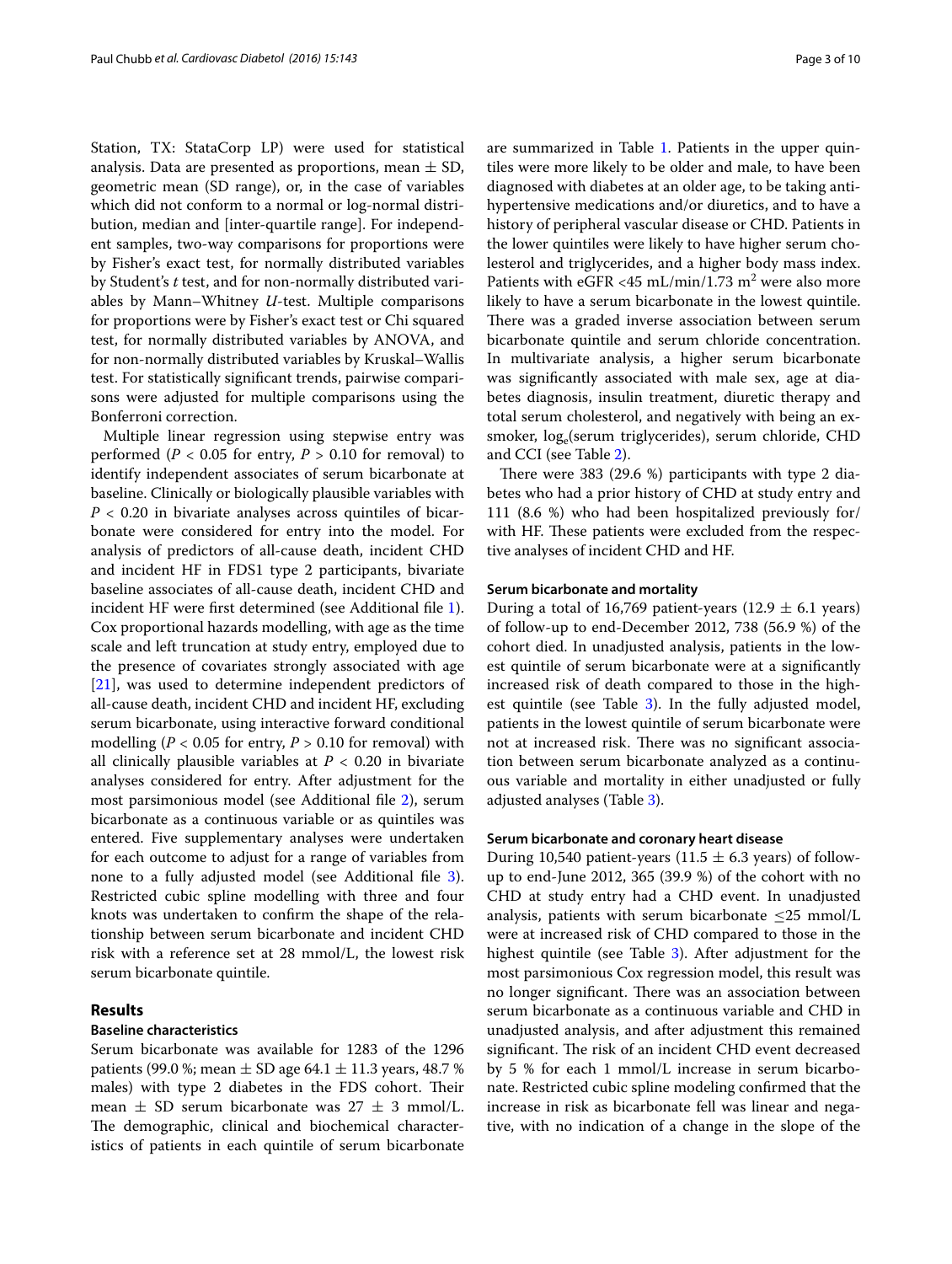Station, TX: StataCorp LP) were used for statistical analysis. Data are presented as proportions, mean ± SD, geometric mean (SD range), or, in the case of variables which did not conform to a normal or log-normal distribution, median and [inter-quartile range]. For independent samples, two-way comparisons for proportions were by Fisher's exact test, for normally distributed variables by Student's *t* test, and for non-normally distributed variables by Mann–Whitney *U*-test. Multiple comparisons for proportions were by Fisher's exact test or Chi squared test, for normally distributed variables by ANOVA, and for non-normally distributed variables by Kruskal–Wallis test. For statistically significant trends, pairwise comparisons were adjusted for multiple comparisons using the Bonferroni correction.

Multiple linear regression using stepwise entry was performed ($P < 0.05$ for entry, $P > 0.10$ for removal) to identify independent associates of serum bicarbonate at baseline. Clinically or biologically plausible variables with $P < 0.20$ in bivariate analyses across quintiles of bicarbonate were considered for entry into the model. For analysis of predictors of all-cause death, incident CHD and incident HF in FDS1 type 2 participants, bivariate baseline associates of all-cause death, incident CHD and incident HF were first determined (see Additional file 1). Cox proportional hazards modelling, with age as the time scale and left truncation at study entry, employed due to the presence of covariates strongly associated with age [21], was used to determine independent predictors of all-cause death, incident CHD and incident HF, excluding serum bicarbonate, using interactive forward conditional modelling ($P < 0.05$ for entry, $P > 0.10$ for removal) with all clinically plausible variables at $P < 0.20$ in bivariate analyses considered for entry. After adjustment for the most parsimonious model (see Additional file 2), serum bicarbonate as a continuous variable or as quintiles was entered. Five supplementary analyses were undertaken for each outcome to adjust for a range of variables from none to a fully adjusted model (see Additional file 3). Restricted cubic spline modelling with three and four knots was undertaken to confirm the shape of the relationship between serum bicarbonate and incident CHD risk with a reference set at 28 mmol/L, the lowest risk serum bicarbonate quintile.

## Results

### Baseline characteristics

Serum bicarbonate was available for 1283 of the 1296 patients (99.0 %; mean ± SD age 64.1 ± 11.3 years, 48.7 % males) with type 2 diabetes in the FDS cohort. Their mean ± SD serum bicarbonate was 27 ± 3 mmol/L. The demographic, clinical and biochemical characteristics of patients in each quintile of serum bicarbonate are summarized in Table 1. Patients in the upper quintiles were more likely to be older and male, to have been diagnosed with diabetes at an older age, to be taking anti-hypertensive medications and/or diuretics, and to have a history of peripheral vascular disease or CHD. Patients in the lower quintiles were likely to have higher serum cholesterol and triglycerides, and a higher body mass index. Patients with eGFR <45 mL/min/1.73 m$^2$ were also more likely to have a serum bicarbonate in the lowest quintile. There was a graded inverse association between serum bicarbonate quintile and serum chloride concentration. In multivariate analysis, a higher serum bicarbonate was significantly associated with male sex, age at diabetes diagnosis, insulin treatment, diuretic therapy and total serum cholesterol, and negatively with being an ex-smoker, $\log_e$(serum triglycerides), serum chloride, CHD and CCI (see Table 2).

There were 383 (29.6 %) participants with type 2 diabetes who had a prior history of CHD at study entry and 111 (8.6 %) who had been hospitalized previously for/with HF. These patients were excluded from the respective analyses of incident CHD and HF.

### Serum bicarbonate and mortality

During a total of 16,769 patient-years (12.9 ± 6.1 years) of follow-up to end-December 2012, 738 (56.9 %) of the cohort died. In unadjusted analysis, patients in the lowest quintile of serum bicarbonate were at a significantly increased risk of death compared to those in the highest quintile (see Table 3). In the fully adjusted model, patients in the lowest quintile of serum bicarbonate were not at increased risk. There was no significant association between serum bicarbonate analyzed as a continuous variable and mortality in either unadjusted or fully adjusted analyses (Table 3).

### Serum bicarbonate and coronary heart disease

During 10,540 patient-years (11.5 ± 6.3 years) of follow-up to end-June 2012, 365 (39.9 %) of the cohort with no CHD at study entry had a CHD event. In unadjusted analysis, patients with serum bicarbonate ≤25 mmol/L were at increased risk of CHD compared to those in the highest quintile (see Table 3). After adjustment for the most parsimonious Cox regression model, this result was no longer significant. There was an association between serum bicarbonate as a continuous variable and CHD in unadjusted analysis, and after adjustment this remained significant. The risk of an incident CHD event decreased by 5 % for each 1 mmol/L increase in serum bicarbonate. Restricted cubic spline modeling confirmed that the increase in risk as bicarbonate fell was linear and negative, with no indication of a change in the slope of the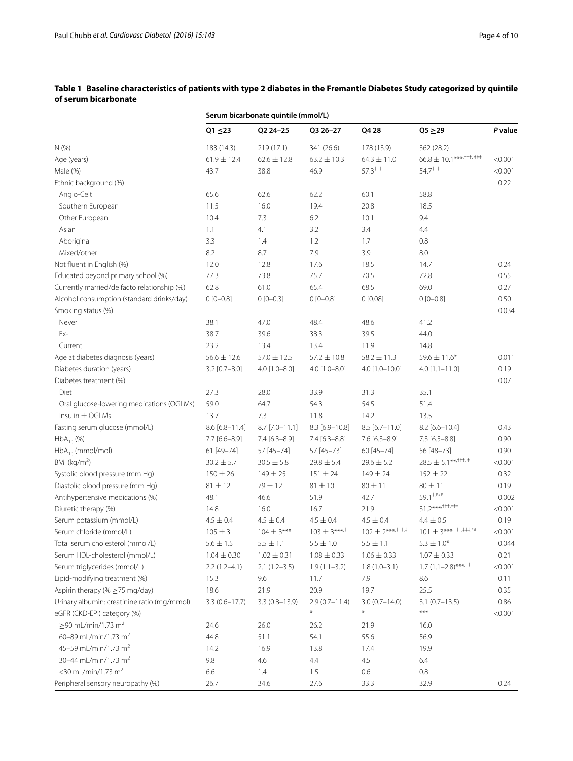**Table 1 Baseline characteristics of patients with type 2 diabetes in the Fremantle Diabetes Study categorized by quintile of serum bicarbonate**

| | Serum bicarbonate quintile (mmol/L) | | | | | |
|---|---|---|---|---|---|---|
| | Q1 ≤23 | Q2 24–25 | Q3 26–27 | Q4 28 | Q5 ≥29 | *P* value |
| N (%) | 183 (14.3) | 219 (17.1) | 341 (26.6) | 178 (13.9) | 362 (28.2) | |
| Age (years) | 61.9 ± 12.4 | 62.6 ± 12.8 | 63.2 ± 10.3 | 64.3 ± 11.0 | 66.8 ± 10.1***,†††, ‡‡‡ | <0.001 |
| Male (%) | 43.7 | 38.8 | 46.9 | 57.3††† | 54.7††† | <0.001 |
| Ethnic background (%) | | | | | | 0.22 |
| Anglo-Celt | 65.6 | 62.6 | 62.2 | 60.1 | 58.8 | |
| Southern European | 11.5 | 16.0 | 19.4 | 20.8 | 18.5 | |
| Other European | 10.4 | 7.3 | 6.2 | 10.1 | 9.4 | |
| Asian | 1.1 | 4.1 | 3.2 | 3.4 | 4.4 | |
| Aboriginal | 3.3 | 1.4 | 1.2 | 1.7 | 0.8 | |
| Mixed/other | 8.2 | 8.7 | 7.9 | 3.9 | 8.0 | |
| Not fluent in English (%) | 12.0 | 12.8 | 17.6 | 18.5 | 14.7 | 0.24 |
| Educated beyond primary school (%) | 77.3 | 73.8 | 75.7 | 70.5 | 72.8 | 0.55 |
| Currently married/de facto relationship (%) | 62.8 | 61.0 | 65.4 | 68.5 | 69.0 | 0.27 |
| Alcohol consumption (standard drinks/day) | 0 [0–0.8] | 0 [0–0.3] | 0 [0–0.8] | 0 [0.08] | 0 [0–0.8] | 0.50 |
| Smoking status (%) | | | | | | 0.034 |
| Never | 38.1 | 47.0 | 48.4 | 48.6 | 41.2 | |
| Ex- | 38.7 | 39.6 | 38.3 | 39.5 | 44.0 | |
| Current | 23.2 | 13.4 | 13.4 | 11.9 | 14.8 | |
| Age at diabetes diagnosis (years) | 56.6 ± 12.6 | 57.0 ± 12.5 | 57.2 ± 10.8 | 58.2 ± 11.3 | 59.6 ± 11.6* | 0.011 |
| Diabetes duration (years) | 3.2 [0.7–8.0] | 4.0 [1.0–8.0] | 4.0 [1.0–8.0] | 4.0 [1.0–10.0] | 4.0 [1.1–11.0] | 0.19 |
| Diabetes treatment (%) | | | | | | 0.07 |
| Diet | 27.3 | 28.0 | 33.9 | 31.3 | 35.1 | |
| Oral glucose-lowering medications (OGLMs) | 59.0 | 64.7 | 54.3 | 54.5 | 51.4 | |
| Insulin ± OGLMs | 13.7 | 7.3 | 11.8 | 14.2 | 13.5 | |
| Fasting serum glucose (mmol/L) | 8.6 [6.8–11.4] | 8.7 [7.0–11.1] | 8.3 [6.9–10.8] | 8.5 [6.7–11.0] | 8.2 [6.6–10.4] | 0.43 |
| $HbA_{1c}$ (%) | 7.7 [6.6–8.9] | 7.4 [6.3–8.9] | 7.4 [6.3–8.8] | 7.6 [6.3–8.9] | 7.3 [6.5–8.8] | 0.90 |
| $HbA_{1c}$ (mmol/mol) | 61 [49–74] | 57 [45–74] | 57 [45–73] | 60 [45–74] | 56 [48–73] | 0.90 |
| BMI (kg/m$^2$) | 30.2 ± 5.7 | 30.5 ± 5.8 | 29.8 ± 5.4 | 29.6 ± 5.2 | 28.5 ± 5.1**,†††, ‡ | <0.001 |
| Systolic blood pressure (mm Hg) | 150 ± 26 | 149 ± 25 | 151 ± 24 | 149 ± 24 | 152 ± 22 | 0.32 |
| Diastolic blood pressure (mm Hg) | 81 ± 12 | 79 ± 12 | 81 ± 10 | 80 ± 11 | 80 ± 11 | 0.19 |
| Antihypertensive medications (%) | 48.1 | 46.6 | 51.9 | 42.7 | 59.1†,### | 0.002 |
| Diuretic therapy (%) | 14.8 | 16.0 | 16.7 | 21.9 | 31.2***,†††,‡‡‡ | <0.001 |
| Serum potassium (mmol/L) | 4.5 ± 0.4 | 4.5 ± 0.4 | 4.5 ± 0.4 | 4.5 ± 0.4 | 4.4 ± 0.5 | 0.19 |
| Serum chloride (mmol/L) | 105 ± 3 | 104 ± 3*** | 103 ± 3***,†† | 102 ± 2***,†††,‡ | 101 ± 3***,†††,‡‡‡,## | <0.001 |
| Total serum cholesterol (mmol/L) | 5.6 ± 1.5 | 5.5 ± 1.1 | 5.5 ± 1.0 | 5.5 ± 1.1 | 5.3 ± 1.0* | 0.044 |
| Serum HDL-cholesterol (mmol/L) | 1.04 ± 0.30 | 1.02 ± 0.31 | 1.08 ± 0.33 | 1.06 ± 0.33 | 1.07 ± 0.33 | 0.21 |
| Serum triglycerides (mmol/L) | 2.2 (1.2–4.1) | 2.1 (1.2–3.5) | 1.9 (1.1–3.2) | 1.8 (1.0–3.1) | 1.7 (1.1–2.8)***,†† | <0.001 |
| Lipid-modifying treatment (%) | 15.3 | 9.6 | 11.7 | 7.9 | 8.6 | 0.11 |
| Aspirin therapy (% ≥75 mg/day) | 18.6 | 21.9 | 20.9 | 19.7 | 25.5 | 0.35 |
| Urinary albumin: creatinine ratio (mg/mmol) | 3.3 (0.6–17.7) | 3.3 (0.8–13.9) | 2.9 (0.7–11.4) | 3.0 (0.7–14.0) | 3.1 (0.7–13.5) | 0.86 |
| eGFR (CKD-EPI) category (%) | | | * | * | *** | <0.001 |
| ≥90 mL/min/1.73 m$^2$ | 24.6 | 26.0 | 26.2 | 21.9 | 16.0 | |
| 60–89 mL/min/1.73 m$^2$ | 44.8 | 51.1 | 54.1 | 55.6 | 56.9 | |
| 45–59 mL/min/1.73 m$^2$ | 14.2 | 16.9 | 13.8 | 17.4 | 19.9 | |
| 30–44 mL/min/1.73 m$^2$ | 9.8 | 4.6 | 4.4 | 4.5 | 6.4 | |
| <30 mL/min/1.73 m$^2$ | 6.6 | 1.4 | 1.5 | 0.6 | 0.8 | |
| Peripheral sensory neuropathy (%) | 26.7 | 34.6 | 27.6 | 33.3 | 32.9 | 0.24 |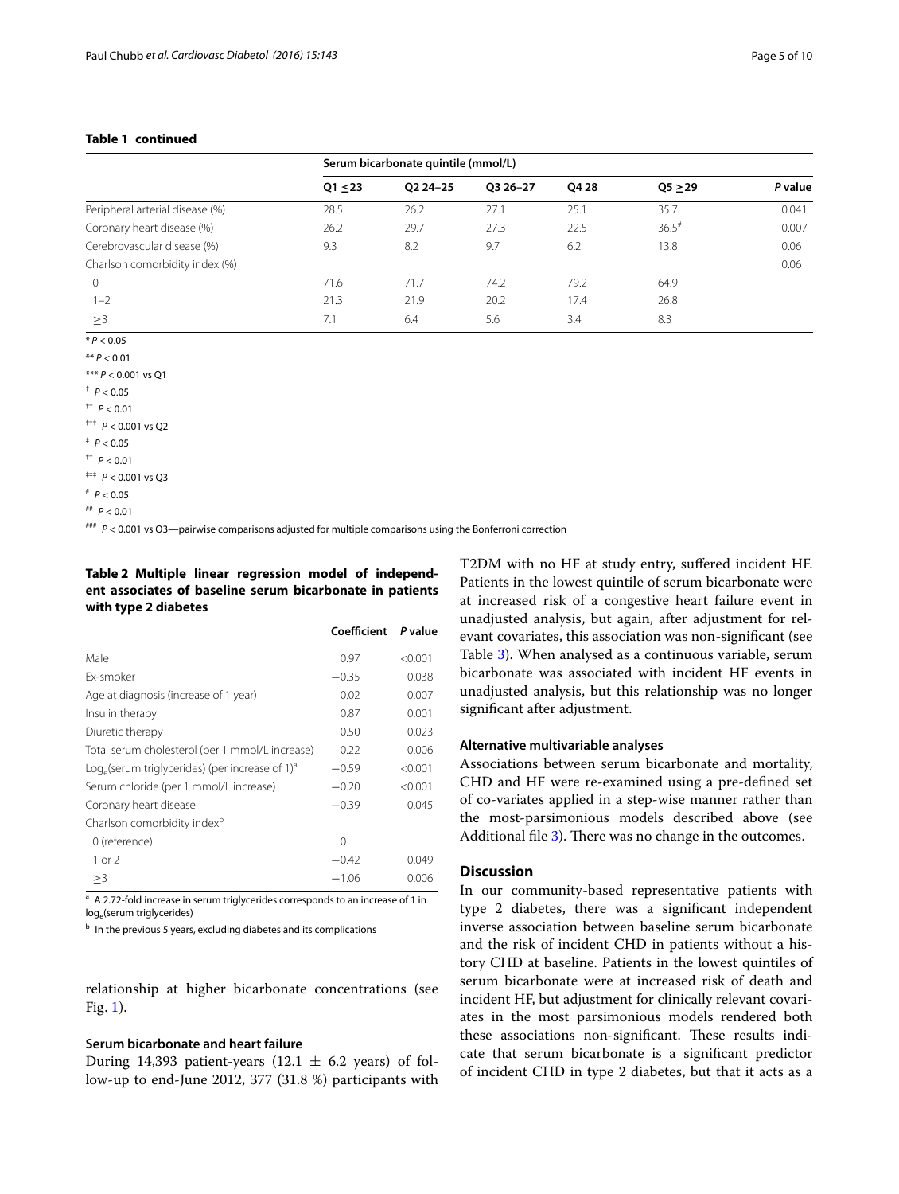**Table 1 continued**

| | Serum bicarbonate quintile (mmol/L) | | | | | |
|---|---|---|---|---|---|---|
| | Q1 ≤23 | Q2 24–25 | Q3 26–27 | Q4 28 | Q5 ≥29 | *P* value |
| Peripheral arterial disease (%) | 28.5 | 26.2 | 27.1 | 25.1 | 35.7 | 0.041 |
| Coronary heart disease (%) | 26.2 | 29.7 | 27.3 | 22.5 | 36.5[#] | 0.007 |
| Cerebrovascular disease (%) | 9.3 | 8.2 | 9.7 | 6.2 | 13.8 | 0.06 |
| Charlson comorbidity index (%) | | | | | | 0.06 |
| 0 | 71.6 | 71.7 | 74.2 | 79.2 | 64.9 | |
| 1–2 | 21.3 | 21.9 | 20.2 | 17.4 | 26.8 | |
| ≥3 | 7.1 | 6.4 | 5.6 | 3.4 | 8.3 | |

\* $P < 0.05$

\*\* $P < 0.01$

\*\*\* $P < 0.001$ vs Q1

† $P < 0.05$

†† $P < 0.01$

††† $P < 0.001$ vs Q2

‡ $P < 0.05$

‡‡ $P < 0.01$

‡‡‡ $P < 0.001$ vs Q3

\# $P < 0.05$

\#\# $P < 0.01$

\#\#\# $P < 0.001$ vs Q3—pairwise comparisons adjusted for multiple comparisons using the Bonferroni correction

**Table 2 Multiple linear regression model of independent associates of baseline serum bicarbonate in patients with type 2 diabetes**

| | Coefficient | *P* value |
|---|---|---|
| Male | 0.97 | <0.001 |
| Ex-smoker | −0.35 | 0.038 |
| Age at diagnosis (increase of 1 year) | 0.02 | 0.007 |
| Insulin therapy | 0.87 | 0.001 |
| Diuretic therapy | 0.50 | 0.023 |
| Total serum cholesterol (per 1 mmol/L increase) | 0.22 | 0.006 |
| $\text{Log}_e$(serum triglycerides) (per increase of 1)[a] | −0.59 | <0.001 |
| Serum chloride (per 1 mmol/L increase) | −0.20 | <0.001 |
| Coronary heart disease | −0.39 | 0.045 |
| Charlson comorbidity index[b] | | |
| 0 (reference) | 0 | |
| 1 or 2 | −0.42 | 0.049 |
| ≥3 | −1.06 | 0.006 |

[a] A 2.72-fold increase in serum triglycerides corresponds to an increase of 1 in $\log_e$(serum triglycerides)

[b] In the previous 5 years, excluding diabetes and its complications

relationship at higher bicarbonate concentrations (see Fig. 1).

### Serum bicarbonate and heart failure

During 14,393 patient-years (12.1 ± 6.2 years) of follow-up to end-June 2012, 377 (31.8 %) participants with T2DM with no HF at study entry, suffered incident HF. Patients in the lowest quintile of serum bicarbonate were at increased risk of a congestive heart failure event in unadjusted analysis, but again, after adjustment for relevant covariates, this association was non-significant (see Table 3). When analysed as a continuous variable, serum bicarbonate was associated with incident HF events in unadjusted analysis, but this relationship was no longer significant after adjustment.

### Alternative multivariable analyses

Associations between serum bicarbonate and mortality, CHD and HF were re-examined using a pre-defined set of co-variates applied in a step-wise manner rather than the most-parsimonious models described above (see Additional file 3). There was no change in the outcomes.

## Discussion

In our community-based representative patients with type 2 diabetes, there was a significant independent inverse association between baseline serum bicarbonate and the risk of incident CHD in patients without a history CHD at baseline. Patients in the lowest quintiles of serum bicarbonate were at increased risk of death and incident HF, but adjustment for clinically relevant covariates in the most parsimonious models rendered both these associations non-significant. These results indicate that serum bicarbonate is a significant predictor of incident CHD in type 2 diabetes, but that it acts as a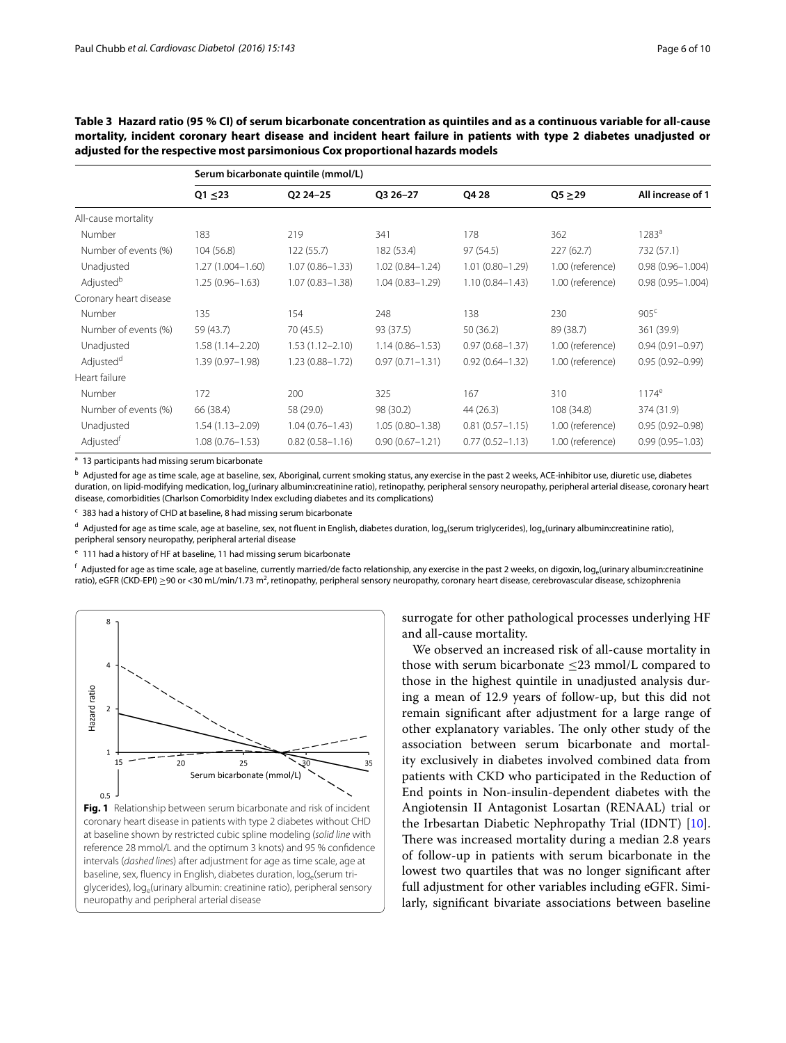**Table 3 Hazard ratio (95 % CI) of serum bicarbonate concentration as quintiles and as a continuous variable for all-cause mortality, incident coronary heart disease and incident heart failure in patients with type 2 diabetes unadjusted or adjusted for the respective most parsimonious Cox proportional hazards models**

| | Serum bicarbonate quintile (mmol/L) | | | | | |
|---|---|---|---|---|---|---|
| | Q1 ≤23 | Q2 24–25 | Q3 26–27 | Q4 28 | Q5 ≥29 | All increase of 1 |
| All-cause mortality | | | | | | |
| Number | 183 | 219 | 341 | 178 | 362 | 1283[a] |
| Number of events (%) | 104 (56.8) | 122 (55.7) | 182 (53.4) | 97 (54.5) | 227 (62.7) | 732 (57.1) |
| Unadjusted | 1.27 (1.004–1.60) | 1.07 (0.86–1.33) | 1.02 (0.84–1.24) | 1.01 (0.80–1.29) | 1.00 (reference) | 0.98 (0.96–1.004) |
| Adjusted[b] | 1.25 (0.96–1.63) | 1.07 (0.83–1.38) | 1.04 (0.83–1.29) | 1.10 (0.84–1.43) | 1.00 (reference) | 0.98 (0.95–1.004) |
| Coronary heart disease | | | | | | |
| Number | 135 | 154 | 248 | 138 | 230 | 905[c] |
| Number of events (%) | 59 (43.7) | 70 (45.5) | 93 (37.5) | 50 (36.2) | 89 (38.7) | 361 (39.9) |
| Unadjusted | 1.58 (1.14–2.20) | 1.53 (1.12–2.10) | 1.14 (0.86–1.53) | 0.97 (0.68–1.37) | 1.00 (reference) | 0.94 (0.91–0.97) |
| Adjusted[d] | 1.39 (0.97–1.98) | 1.23 (0.88–1.72) | 0.97 (0.71–1.31) | 0.92 (0.64–1.32) | 1.00 (reference) | 0.95 (0.92–0.99) |
| Heart failure | | | | | | |
| Number | 172 | 200 | 325 | 167 | 310 | 1174[e] |
| Number of events (%) | 66 (38.4) | 58 (29.0) | 98 (30.2) | 44 (26.3) | 108 (34.8) | 374 (31.9) |
| Unadjusted | 1.54 (1.13–2.09) | 1.04 (0.76–1.43) | 1.05 (0.80–1.38) | 0.81 (0.57–1.15) | 1.00 (reference) | 0.95 (0.92–0.98) |
| Adjusted[f] | 1.08 (0.76–1.53) | 0.82 (0.58–1.16) | 0.90 (0.67–1.21) | 0.77 (0.52–1.13) | 1.00 (reference) | 0.99 (0.95–1.03) |

[a] 13 participants had missing serum bicarbonate

[b] Adjusted for age as time scale, age at baseline, sex, Aboriginal, current smoking status, any exercise in the past 2 weeks, ACE-inhibitor use, diuretic use, diabetes duration, on lipid-modifying medication, $\log_e$(urinary albumin:creatinine ratio), retinopathy, peripheral sensory neuropathy, peripheral arterial disease, coronary heart disease, comorbidities (Charlson Comorbidity Index excluding diabetes and its complications)

[c] 383 had a history of CHD at baseline, 8 had missing serum bicarbonate

[d] Adjusted for age as time scale, age at baseline, sex, not fluent in English, diabetes duration, $\log_e$(serum triglycerides), $\log_e$(urinary albumin:creatinine ratio), peripheral sensory neuropathy, peripheral arterial disease

[e] 111 had a history of HF at baseline, 11 had missing serum bicarbonate

[f] Adjusted for age as time scale, age at baseline, currently married/de facto relationship, any exercise in the past 2 weeks, on digoxin, $\log_e$(urinary albumin:creatinine ratio), eGFR (CKD-EPI) ≥90 or <30 mL/min/1.73 m$^2$, retinopathy, peripheral sensory neuropathy, coronary heart disease, cerebrovascular disease, schizophrenia

**Fig. 1** Relationship between serum bicarbonate and risk of incident coronary heart disease in patients with type 2 diabetes without CHD at baseline shown by restricted cubic spline modeling (*solid line* with reference 28 mmol/L and the optimum 3 knots) and 95 % confidence intervals (*dashed lines*) after adjustment for age as time scale, age at baseline, sex, fluency in English, diabetes duration, $\log_e$(serum triglycerides), $\log_e$(urinary albumin: creatinine ratio), peripheral sensory neuropathy and peripheral arterial disease

surrogate for other pathological processes underlying HF and all-cause mortality.

We observed an increased risk of all-cause mortality in those with serum bicarbonate ≤23 mmol/L compared to those in the highest quintile in unadjusted analysis during a mean of 12.9 years of follow-up, but this did not remain significant after adjustment for a large range of other explanatory variables. The only other study of the association between serum bicarbonate and mortality exclusively in diabetes involved combined data from patients with CKD who participated in the Reduction of End points in Non-insulin-dependent diabetes with the Angiotensin II Antagonist Losartan (RENAAL) trial or the Irbesartan Diabetic Nephropathy Trial (IDNT) [10]. There was increased mortality during a median 2.8 years of follow-up in patients with serum bicarbonate in the lowest two quartiles that was no longer significant after full adjustment for other variables including eGFR. Similarly, significant bivariate associations between baseline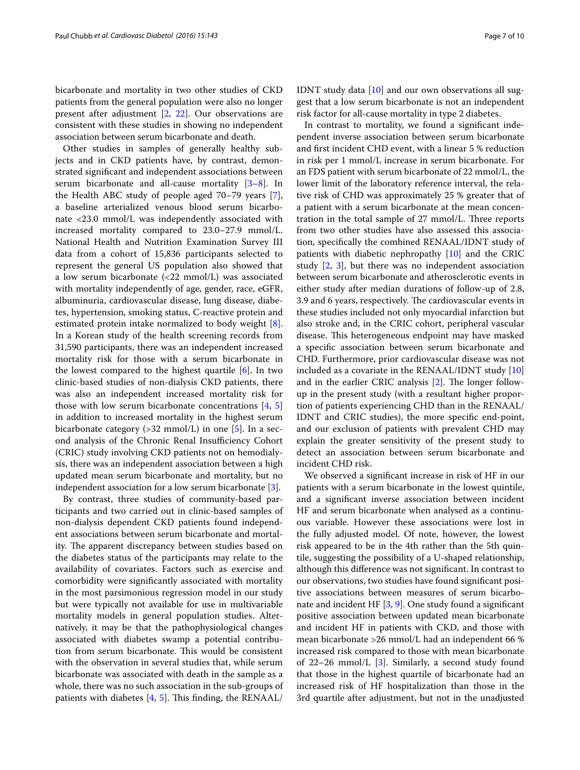bicarbonate and mortality in two other studies of CKD patients from the general population were also no longer present after adjustment [2, 22]. Our observations are consistent with these studies in showing no independent association between serum bicarbonate and death.

Other studies in samples of generally healthy subjects and in CKD patients have, by contrast, demonstrated significant and independent associations between serum bicarbonate and all-cause mortality [3–8]. In the Health ABC study of people aged 70–79 years [7], a baseline arterialized venous blood serum bicarbonate <23.0 mmol/L was independently associated with increased mortality compared to 23.0–27.9 mmol/L. National Health and Nutrition Examination Survey III data from a cohort of 15,836 participants selected to represent the general US population also showed that a low serum bicarbonate (<22 mmol/L) was associated with mortality independently of age, gender, race, eGFR, albuminuria, cardiovascular disease, lung disease, diabetes, hypertension, smoking status, C-reactive protein and estimated protein intake normalized to body weight [8]. In a Korean study of the health screening records from 31,590 participants, there was an independent increased mortality risk for those with a serum bicarbonate in the lowest compared to the highest quartile [6]. In two clinic-based studies of non-dialysis CKD patients, there was also an independent increased mortality risk for those with low serum bicarbonate concentrations [4, 5] in addition to increased mortality in the highest serum bicarbonate category (>32 mmol/L) in one [5]. In a second analysis of the Chronic Renal Insufficiency Cohort (CRIC) study involving CKD patients not on hemodialysis, there was an independent association between a high updated mean serum bicarbonate and mortality, but no independent association for a low serum bicarbonate [3].

By contrast, three studies of community-based participants and two carried out in clinic-based samples of non-dialysis dependent CKD patients found independent associations between serum bicarbonate and mortality. The apparent discrepancy between studies based on the diabetes status of the participants may relate to the availability of covariates. Factors such as exercise and comorbidity were significantly associated with mortality in the most parsimonious regression model in our study but were typically not available for use in multivariable mortality models in general population studies. Alternatively, it may be that the pathophysiological changes associated with diabetes swamp a potential contribution from serum bicarbonate. This would be consistent with the observation in several studies that, while serum bicarbonate was associated with death in the sample as a whole, there was no such association in the sub-groups of patients with diabetes [4, 5]. This finding, the RENAAL/IDNT study data [10] and our own observations all suggest that a low serum bicarbonate is not an independent risk factor for all-cause mortality in type 2 diabetes.

In contrast to mortality, we found a significant independent inverse association between serum bicarbonate and first incident CHD event, with a linear 5 % reduction in risk per 1 mmol/L increase in serum bicarbonate. For an FDS patient with serum bicarbonate of 22 mmol/L, the lower limit of the laboratory reference interval, the relative risk of CHD was approximately 25 % greater that of a patient with a serum bicarbonate at the mean concentration in the total sample of 27 mmol/L. Three reports from two other studies have also assessed this association, specifically the combined RENAAL/IDNT study of patients with diabetic nephropathy [10] and the CRIC study [2, 3], but there was no independent association between serum bicarbonate and atherosclerotic events in either study after median durations of follow-up of 2.8, 3.9 and 6 years, respectively. The cardiovascular events in these studies included not only myocardial infarction but also stroke and, in the CRIC cohort, peripheral vascular disease. This heterogeneous endpoint may have masked a specific association between serum bicarbonate and CHD. Furthermore, prior cardiovascular disease was not included as a covariate in the RENAAL/IDNT study [10] and in the earlier CRIC analysis [2]. The longer follow-up in the present study (with a resultant higher proportion of patients experiencing CHD than in the RENAAL/IDNT and CRIC studies), the more specific end-point, and our exclusion of patients with prevalent CHD may explain the greater sensitivity of the present study to detect an association between serum bicarbonate and incident CHD risk.

We observed a significant increase in risk of HF in our patients with a serum bicarbonate in the lowest quintile, and a significant inverse association between incident HF and serum bicarbonate when analysed as a continuous variable. However these associations were lost in the fully adjusted model. Of note, however, the lowest risk appeared to be in the 4th rather than the 5th quintile, suggesting the possibility of a U-shaped relationship, although this difference was not significant. In contrast to our observations, two studies have found significant positive associations between measures of serum bicarbonate and incident HF [3, 9]. One study found a significant positive association between updated mean bicarbonate and incident HF in patients with CKD, and those with mean bicarbonate >26 mmol/L had an independent 66 % increased risk compared to those with mean bicarbonate of 22–26 mmol/L [3]. Similarly, a second study found that those in the highest quartile of bicarbonate had an increased risk of HF hospitalization than those in the 3rd quartile after adjustment, but not in the unadjusted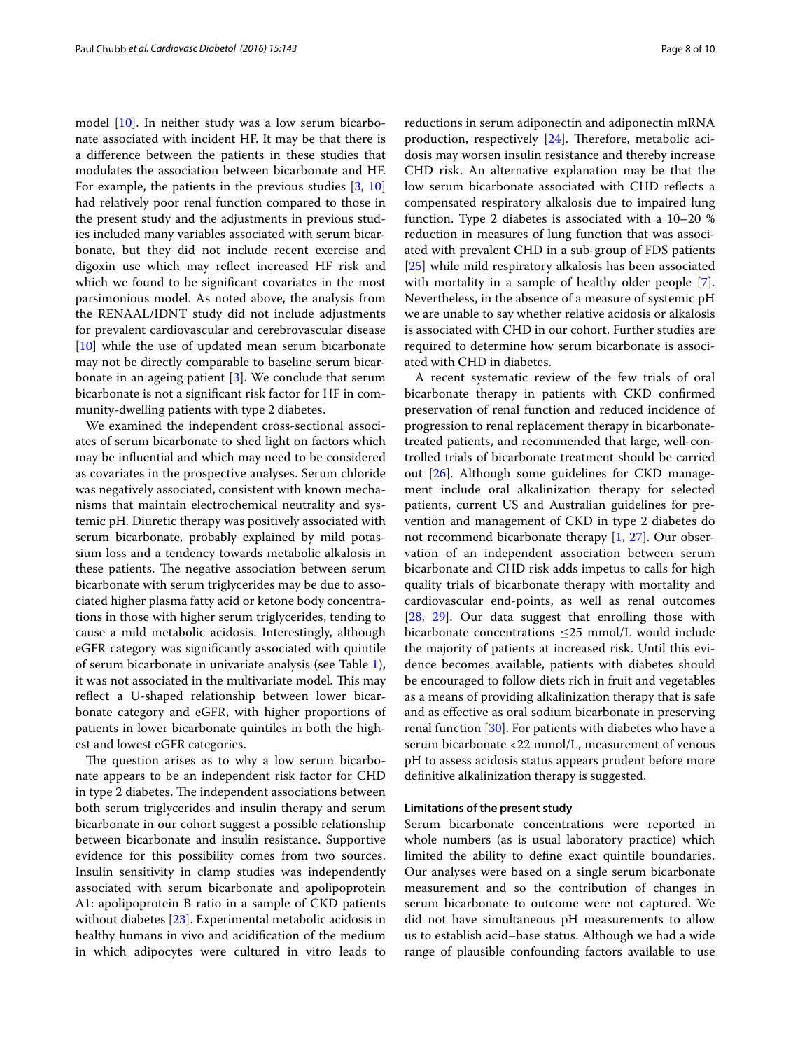model [10]. In neither study was a low serum bicarbonate associated with incident HF. It may be that there is a difference between the patients in these studies that modulates the association between bicarbonate and HF. For example, the patients in the previous studies [3, 10] had relatively poor renal function compared to those in the present study and the adjustments in previous studies included many variables associated with serum bicarbonate, but they did not include recent exercise and digoxin use which may reflect increased HF risk and which we found to be significant covariates in the most parsimonious model. As noted above, the analysis from the RENAAL/IDNT study did not include adjustments for prevalent cardiovascular and cerebrovascular disease [10] while the use of updated mean serum bicarbonate may not be directly comparable to baseline serum bicarbonate in an ageing patient [3]. We conclude that serum bicarbonate is not a significant risk factor for HF in community-dwelling patients with type 2 diabetes.

We examined the independent cross-sectional associates of serum bicarbonate to shed light on factors which may be influential and which may need to be considered as covariates in the prospective analyses. Serum chloride was negatively associated, consistent with known mechanisms that maintain electrochemical neutrality and systemic pH. Diuretic therapy was positively associated with serum bicarbonate, probably explained by mild potassium loss and a tendency towards metabolic alkalosis in these patients. The negative association between serum bicarbonate with serum triglycerides may be due to associated higher plasma fatty acid or ketone body concentrations in those with higher serum triglycerides, tending to cause a mild metabolic acidosis. Interestingly, although eGFR category was significantly associated with quintile of serum bicarbonate in univariate analysis (see Table 1), it was not associated in the multivariate model. This may reflect a U-shaped relationship between lower bicarbonate category and eGFR, with higher proportions of patients in lower bicarbonate quintiles in both the highest and lowest eGFR categories.

The question arises as to why a low serum bicarbonate appears to be an independent risk factor for CHD in type 2 diabetes. The independent associations between both serum triglycerides and insulin therapy and serum bicarbonate in our cohort suggest a possible relationship between bicarbonate and insulin resistance. Supportive evidence for this possibility comes from two sources. Insulin sensitivity in clamp studies was independently associated with serum bicarbonate and apolipoprotein A1: apolipoprotein B ratio in a sample of CKD patients without diabetes [23]. Experimental metabolic acidosis in healthy humans in vivo and acidification of the medium in which adipocytes were cultured in vitro leads to reductions in serum adiponectin and adiponectin mRNA production, respectively [24]. Therefore, metabolic acidosis may worsen insulin resistance and thereby increase CHD risk. An alternative explanation may be that the low serum bicarbonate associated with CHD reflects a compensated respiratory alkalosis due to impaired lung function. Type 2 diabetes is associated with a 10–20 % reduction in measures of lung function that was associated with prevalent CHD in a sub-group of FDS patients [25] while mild respiratory alkalosis has been associated with mortality in a sample of healthy older people [7]. Nevertheless, in the absence of a measure of systemic pH we are unable to say whether relative acidosis or alkalosis is associated with CHD in our cohort. Further studies are required to determine how serum bicarbonate is associated with CHD in diabetes.

A recent systematic review of the few trials of oral bicarbonate therapy in patients with CKD confirmed preservation of renal function and reduced incidence of progression to renal replacement therapy in bicarbonate-treated patients, and recommended that large, well-controlled trials of bicarbonate treatment should be carried out [26]. Although some guidelines for CKD management include oral alkalinization therapy for selected patients, current US and Australian guidelines for prevention and management of CKD in type 2 diabetes do not recommend bicarbonate therapy [1, 27]. Our observation of an independent association between serum bicarbonate and CHD risk adds impetus to calls for high quality trials of bicarbonate therapy with mortality and cardiovascular end-points, as well as renal outcomes [28, 29]. Our data suggest that enrolling those with bicarbonate concentrations ≤25 mmol/L would include the majority of patients at increased risk. Until this evidence becomes available, patients with diabetes should be encouraged to follow diets rich in fruit and vegetables as a means of providing alkalinization therapy that is safe and as effective as oral sodium bicarbonate in preserving renal function [30]. For patients with diabetes who have a serum bicarbonate <22 mmol/L, measurement of venous pH to assess acidosis status appears prudent before more definitive alkalinization therapy is suggested.

#### Limitations of the present study

Serum bicarbonate concentrations were reported in whole numbers (as is usual laboratory practice) which limited the ability to define exact quintile boundaries. Our analyses were based on a single serum bicarbonate measurement and so the contribution of changes in serum bicarbonate to outcome were not captured. We did not have simultaneous pH measurements to allow us to establish acid–base status. Although we had a wide range of plausible confounding factors available to use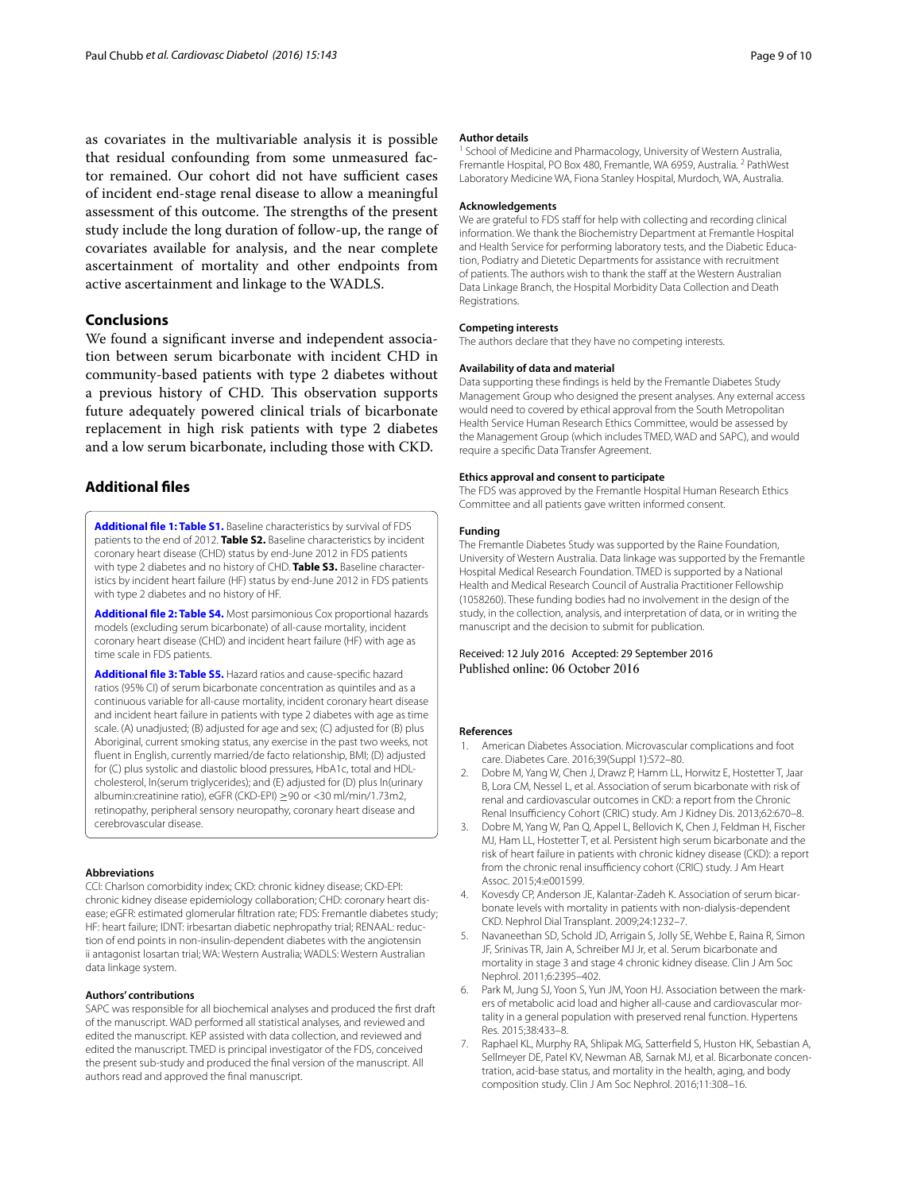as covariates in the multivariable analysis it is possible that residual confounding from some unmeasured factor remained. Our cohort did not have sufficient cases of incident end-stage renal disease to allow a meaningful assessment of this outcome. The strengths of the present study include the long duration of follow-up, the range of covariates available for analysis, and the near complete ascertainment of mortality and other endpoints from active ascertainment and linkage to the WADLS.

## Conclusions

We found a significant inverse and independent association between serum bicarbonate with incident CHD in community-based patients with type 2 diabetes without a previous history of CHD. This observation supports future adequately powered clinical trials of bicarbonate replacement in high risk patients with type 2 diabetes and a low serum bicarbonate, including those with CKD.

## Additional files

**Additional file 1: Table S1.** Baseline characteristics by survival of FDS patients to the end of 2012. **Table S2.** Baseline characteristics by incident coronary heart disease (CHD) status by end-June 2012 in FDS patients with type 2 diabetes and no history of CHD. **Table S3.** Baseline characteristics by incident heart failure (HF) status by end-June 2012 in FDS patients with type 2 diabetes and no history of HF.

**Additional file 2: Table S4.** Most parsimonious Cox proportional hazards models (excluding serum bicarbonate) of all-cause mortality, incident coronary heart disease (CHD) and incident heart failure (HF) with age as time scale in FDS patients.

**Additional file 3: Table S5.** Hazard ratios and cause-specific hazard ratios (95% CI) of serum bicarbonate concentration as quintiles and as a continuous variable for all-cause mortality, incident coronary heart disease and incident heart failure in patients with type 2 diabetes with age as time scale. (A) unadjusted; (B) adjusted for age and sex; (C) adjusted for (B) plus Aboriginal, current smoking status, any exercise in the past two weeks, not fluent in English, currently married/de facto relationship, BMI; (D) adjusted for (C) plus systolic and diastolic blood pressures, HbA1c, total and HDL-cholesterol, ln(serum triglycerides); and (E) adjusted for (D) plus ln(urinary albumin:creatinine ratio), eGFR (CKD-EPI) ≥90 or <30 ml/min/1.73m2, retinopathy, peripheral sensory neuropathy, coronary heart disease and cerebrovascular disease.

### Abbreviations

CCI: Charlson comorbidity index; CKD: chronic kidney disease; CKD-EPI: chronic kidney disease epidemiology collaboration; CHD: coronary heart disease; eGFR: estimated glomerular filtration rate; FDS: Fremantle diabetes study; HF: heart failure; IDNT: irbesartan diabetic nephropathy trial; RENAAL: reduction of end points in non-insulin-dependent diabetes with the angiotensin ii antagonist losartan trial; WA: Western Australia; WADLS: Western Australian data linkage system.

### Authors' contributions

SAPC was responsible for all biochemical analyses and produced the first draft of the manuscript. WAD performed all statistical analyses, and reviewed and edited the manuscript. KEP assisted with data collection, and reviewed and edited the manuscript. TMED is principal investigator of the FDS, conceived the present sub-study and produced the final version of the manuscript. All authors read and approved the final manuscript.

### Author details

[1] School of Medicine and Pharmacology, University of Western Australia, Fremantle Hospital, PO Box 480, Fremantle, WA 6959, Australia. [2] PathWest Laboratory Medicine WA, Fiona Stanley Hospital, Murdoch, WA, Australia.

### Acknowledgements

We are grateful to FDS staff for help with collecting and recording clinical information. We thank the Biochemistry Department at Fremantle Hospital and Health Service for performing laboratory tests, and the Diabetic Education, Podiatry and Dietetic Departments for assistance with recruitment of patients. The authors wish to thank the staff at the Western Australian Data Linkage Branch, the Hospital Morbidity Data Collection and Death Registrations.

### Competing interests

The authors declare that they have no competing interests.

### Availability of data and material

Data supporting these findings is held by the Fremantle Diabetes Study Management Group who designed the present analyses. Any external access would need to covered by ethical approval from the South Metropolitan Health Service Human Research Ethics Committee, would be assessed by the Management Group (which includes TMED, WAD and SAPC), and would require a specific Data Transfer Agreement.

### Ethics approval and consent to participate

The FDS was approved by the Fremantle Hospital Human Research Ethics Committee and all patients gave written informed consent.

### Funding

The Fremantle Diabetes Study was supported by the Raine Foundation, University of Western Australia. Data linkage was supported by the Fremantle Hospital Medical Research Foundation. TMED is supported by a National Health and Medical Research Council of Australia Practitioner Fellowship (1058260). These funding bodies had no involvement in the design of the study, in the collection, analysis, and interpretation of data, or in writing the manuscript and the decision to submit for publication.

Received: 12 July 2016 Accepted: 29 September 2016
Published online: 06 October 2016

### References

1. American Diabetes Association. Microvascular complications and foot care. Diabetes Care. 2016;39(Suppl 1):S72–80.
2. Dobre M, Yang W, Chen J, Drawz P, Hamm LL, Horwitz E, Hostetter T, Jaar B, Lora CM, Nessel L, et al. Association of serum bicarbonate with risk of renal and cardiovascular outcomes in CKD: a report from the Chronic Renal Insufficiency Cohort (CRIC) study. Am J Kidney Dis. 2013;62:670–8.
3. Dobre M, Yang W, Pan Q, Appel L, Bellovich K, Chen J, Feldman H, Fischer MJ, Ham LL, Hostetter T, et al. Persistent high serum bicarbonate and the risk of heart failure in patients with chronic kidney disease (CKD): a report from the chronic renal insufficiency cohort (CRIC) study. J Am Heart Assoc. 2015;4:e001599.
4. Kovesdy CP, Anderson JE, Kalantar-Zadeh K. Association of serum bicarbonate levels with mortality in patients with non-dialysis-dependent CKD. Nephrol Dial Transplant. 2009;24:1232–7.
5. Navaneethan SD, Schold JD, Arrigain S, Jolly SE, Wehbe E, Raina R, Simon JF, Srinivas TR, Jain A, Schreiber MJ Jr, et al. Serum bicarbonate and mortality in stage 3 and stage 4 chronic kidney disease. Clin J Am Soc Nephrol. 2011;6:2395–402.
6. Park M, Jung SJ, Yoon S, Yun JM, Yoon HJ. Association between the markers of metabolic acid load and higher all-cause and cardiovascular mortality in a general population with preserved renal function. Hypertens Res. 2015;38:433–8.
7. Raphael KL, Murphy RA, Shlipak MG, Satterfield S, Huston HK, Sebastian A, Sellmeyer DE, Patel KV, Newman AB, Sarnak MJ, et al. Bicarbonate concentration, acid-base status, and mortality in the health, aging, and body composition study. Clin J Am Soc Nephrol. 2016;11:308–16.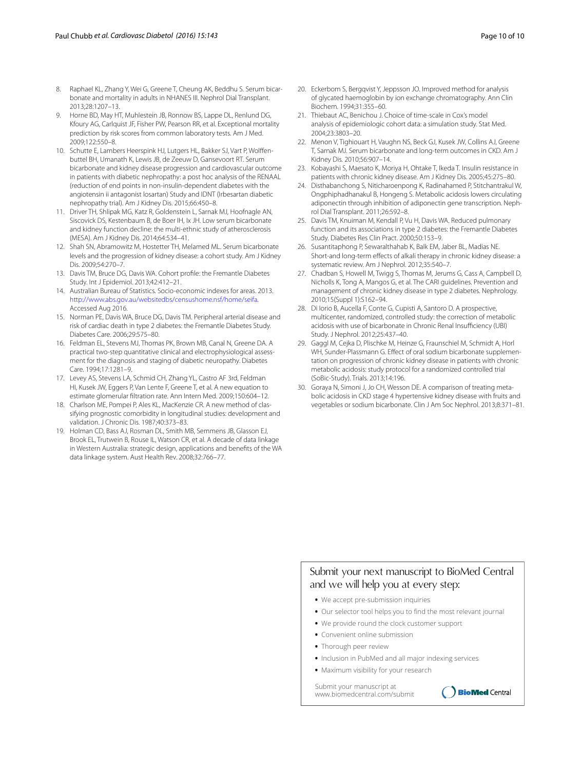8. Raphael KL, Zhang Y, Wei G, Greene T, Cheung AK, Beddhu S. Serum bicarbonate and mortality in adults in NHANES III. Nephrol Dial Transplant. 2013;28:1207–13.
9. Horne BD, May HT, Muhlestein JB, Ronnow BS, Lappe DL, Renlund DG, Kfoury AG, Carlquist JF, Fisher PW, Pearson RR, et al. Exceptional mortality prediction by risk scores from common laboratory tests. Am J Med. 2009;122:550–8.
10. Schutte E, Lambers Heerspink HJ, Lutgers HL, Bakker SJ, Vart P, Wolffenbuttel BH, Umanath K, Lewis JB, de Zeeuw D, Gansevoort RT. Serum bicarbonate and kidney disease progression and cardiovascular outcome in patients with diabetic nephropathy: a post hoc analysis of the RENAAL (reduction of end points in non-insulin-dependent diabetes with the angiotensin ii antagonist losartan) Study and IDNT (Irbesartan diabetic nephropathy trial). Am J Kidney Dis. 2015;66:450–8.
11. Driver TH, Shlipak MG, Katz R, Goldenstein L, Sarnak MJ, Hoofnagle AN, Siscovick DS, Kestenbaum B, de Boer IH, Ix JH. Low serum bicarbonate and kidney function decline: the multi-ethnic study of atherosclerosis (MESA). Am J Kidney Dis. 2014;64:534–41.
12. Shah SN, Abramowitz M, Hostetter TH, Melamed ML. Serum bicarbonate levels and the progression of kidney disease: a cohort study. Am J Kidney Dis. 2009;54:270–7.
13. Davis TM, Bruce DG, Davis WA. Cohort profile: the Fremantle Diabetes Study. Int J Epidemiol. 2013;42:412–21.
14. Australian Bureau of Statistics. Socio-economic indexes for areas. 2013. http://www.abs.gov.au/websitedbs/censushome.nsf/home/seifa. Accessed Aug 2016.
15. Norman PE, Davis WA, Bruce DG, Davis TM. Peripheral arterial disease and risk of cardiac death in type 2 diabetes: the Fremantle Diabetes Study. Diabetes Care. 2006;29:575–80.
16. Feldman EL, Stevens MJ, Thomas PK, Brown MB, Canal N, Greene DA. A practical two-step quantitative clinical and electrophysiological assessment for the diagnosis and staging of diabetic neuropathy. Diabetes Care. 1994;17:1281–9.
17. Levey AS, Stevens LA, Schmid CH, Zhang YL, Castro AF 3rd, Feldman HI, Kusek JW, Eggers P, Van Lente F, Greene T, et al. A new equation to estimate glomerular filtration rate. Ann Intern Med. 2009;150:604–12.
18. Charlson ME, Pompei P, Ales KL, MacKenzie CR. A new method of classifying prognostic comorbidity in longitudinal studies: development and validation. J Chronic Dis. 1987;40:373–83.
19. Holman CD, Bass AJ, Rosman DL, Smith MB, Semmens JB, Glasson EJ, Brook EL, Trutwein B, Rouse IL, Watson CR, et al. A decade of data linkage in Western Australia: strategic design, applications and benefits of the WA data linkage system. Aust Health Rev. 2008;32:766–77.
20. Eckerbom S, Bergqvist Y, Jeppsson JO. Improved method for analysis of glycated haemoglobin by ion exchange chromatography. Ann Clin Biochem. 1994;31:355–60.
21. Thiebaut AC, Benichou J. Choice of time-scale in Cox's model analysis of epidemiologic cohort data: a simulation study. Stat Med. 2004;23:3803–20.
22. Menon V, Tighiouart H, Vaughn NS, Beck GJ, Kusek JW, Collins AJ, Greene T, Sarnak MJ. Serum bicarbonate and long-term outcomes in CKD. Am J Kidney Dis. 2010;56:907–14.
23. Kobayashi S, Maesato K, Moriya H, Ohtake T, Ikeda T. Insulin resistance in patients with chronic kidney disease. Am J Kidney Dis. 2005;45:275–80.
24. Disthabanchong S, Niticharoenpong K, Radinahamed P, Stitchantrakul W, Ongphiphadhanakul B, Hongeng S. Metabolic acidosis lowers circulating adiponectin through inhibition of adiponectin gene transcription. Nephrol Dial Transplant. 2011;26:592–8.
25. Davis TM, Knuiman M, Kendall P, Vu H, Davis WA. Reduced pulmonary function and its associations in type 2 diabetes: the Fremantle Diabetes Study. Diabetes Res Clin Pract. 2000;50:153–9.
26. Susantitaphong P, Sewaralthahab K, Balk EM, Jaber BL, Madias NE. Short-and long-term effects of alkali therapy in chronic kidney disease: a systematic review. Am J Nephrol. 2012;35:540–7.
27. Chadban S, Howell M, Twigg S, Thomas M, Jerums G, Cass A, Campbell D, Nicholls K, Tong A, Mangos G, et al. The CARI guidelines. Prevention and management of chronic kidney disease in type 2 diabetes. Nephrology. 2010;15(Suppl 1):S162–94.
28. Di Iorio B, Aucella F, Conte G, Cupisti A, Santoro D. A prospective, multicenter, randomized, controlled study: the correction of metabolic acidosis with use of bicarbonate in Chronic Renal Insufficiency (UBI) Study. J Nephrol. 2012;25:437–40.
29. Gaggl M, Cejka D, Plischke M, Heinze G, Fraunschiel M, Schmidt A, Horl WH, Sunder-Plassmann G. Effect of oral sodium bicarbonate supplementation on progression of chronic kidney disease in patients with chronic metabolic acidosis: study protocol for a randomized controlled trial (SoBic-Study). Trials. 2013;14:196.
30. Goraya N, Simoni J, Jo CH, Wesson DE. A comparison of treating metabolic acidosis in CKD stage 4 hypertensive kidney disease with fruits and vegetables or sodium bicarbonate. Clin J Am Soc Nephrol. 2013;8:371–81.

Submit your next manuscript to BioMed Central and we will help you at every step:

- We accept pre-submission inquiries
- Our selector tool helps you to find the most relevant journal
- We provide round the clock customer support
- Convenient online submission
- Thorough peer review
- Inclusion in PubMed and all major indexing services
- Maximum visibility for your research

Submit your manuscript at www.biomedcentral.com/submit

BioMed Central